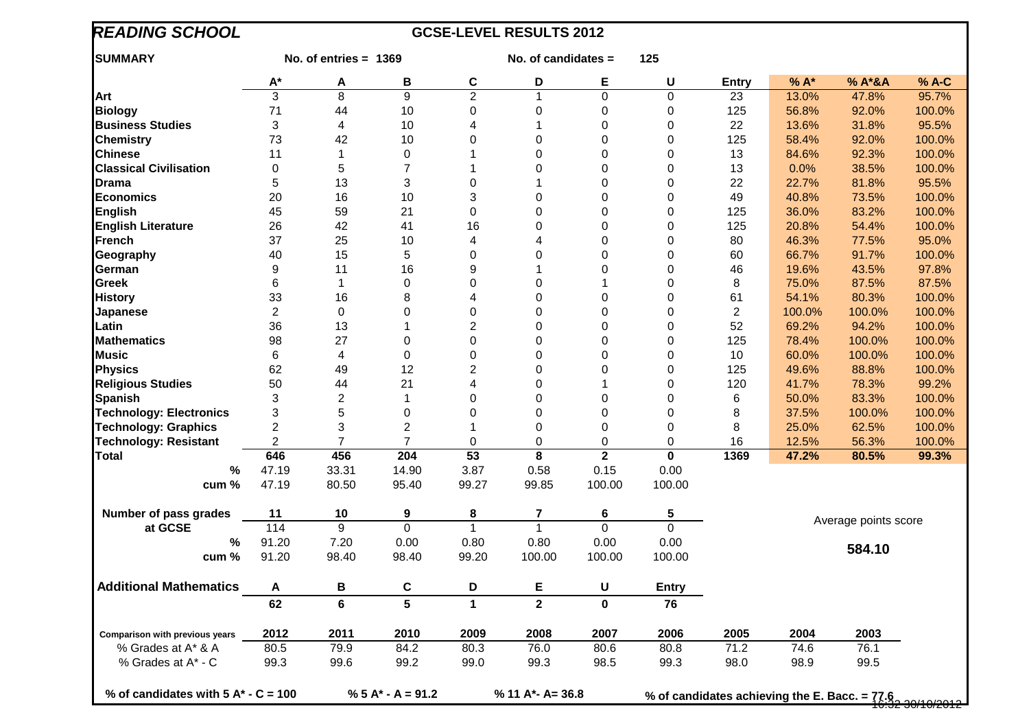# READING SCHOOL

## GCSE-LEVEL RESULTS 2012

**SUMMARY** — No. of entries = 1369 — No. of candidates = 125

| | A* | A | B | C | D | E | U | Entry | % A* | % A*&A | % A-C |
|---|---|---|---|---|---|---|---|---|---|---|---|
| **Art** | 3 | 8 | 9 | 2 | 1 | 0 | 0 | 23 | 13.0% | 47.8% | 95.7% |
| **Biology** | 71 | 44 | 10 | 0 | 0 | 0 | 0 | 125 | 56.8% | 92.0% | 100.0% |
| **Business Studies** | 3 | 4 | 10 | 4 | 1 | 0 | 0 | 22 | 13.6% | 31.8% | 95.5% |
| **Chemistry** | 73 | 42 | 10 | 0 | 0 | 0 | 0 | 125 | 58.4% | 92.0% | 100.0% |
| **Chinese** | 11 | 1 | 0 | 1 | 0 | 0 | 0 | 13 | 84.6% | 92.3% | 100.0% |
| **Classical Civilisation** | 0 | 5 | 7 | 1 | 0 | 0 | 0 | 13 | 0.0% | 38.5% | 100.0% |
| **Drama** | 5 | 13 | 3 | 0 | 1 | 0 | 0 | 22 | 22.7% | 81.8% | 95.5% |
| **Economics** | 20 | 16 | 10 | 3 | 0 | 0 | 0 | 49 | 40.8% | 73.5% | 100.0% |
| **English** | 45 | 59 | 21 | 0 | 0 | 0 | 0 | 125 | 36.0% | 83.2% | 100.0% |
| **English Literature** | 26 | 42 | 41 | 16 | 0 | 0 | 0 | 125 | 20.8% | 54.4% | 100.0% |
| **French** | 37 | 25 | 10 | 4 | 4 | 0 | 0 | 80 | 46.3% | 77.5% | 95.0% |
| **Geography** | 40 | 15 | 5 | 0 | 0 | 0 | 0 | 60 | 66.7% | 91.7% | 100.0% |
| **German** | 9 | 11 | 16 | 9 | 1 | 0 | 0 | 46 | 19.6% | 43.5% | 97.8% |
| **Greek** | 6 | 1 | 0 | 0 | 0 | 1 | 0 | 8 | 75.0% | 87.5% | 87.5% |
| **History** | 33 | 16 | 8 | 4 | 0 | 0 | 0 | 61 | 54.1% | 80.3% | 100.0% |
| **Japanese** | 2 | 0 | 0 | 0 | 0 | 0 | 0 | 2 | 100.0% | 100.0% | 100.0% |
| **Latin** | 36 | 13 | 1 | 2 | 0 | 0 | 0 | 52 | 69.2% | 94.2% | 100.0% |
| **Mathematics** | 98 | 27 | 0 | 0 | 0 | 0 | 0 | 125 | 78.4% | 100.0% | 100.0% |
| **Music** | 6 | 4 | 0 | 0 | 0 | 0 | 0 | 10 | 60.0% | 100.0% | 100.0% |
| **Physics** | 62 | 49 | 12 | 2 | 0 | 0 | 0 | 125 | 49.6% | 88.8% | 100.0% |
| **Religious Studies** | 50 | 44 | 21 | 4 | 0 | 1 | 0 | 120 | 41.7% | 78.3% | 99.2% |
| **Spanish** | 3 | 2 | 1 | 0 | 0 | 0 | 0 | 6 | 50.0% | 83.3% | 100.0% |
| **Technology: Electronics** | 3 | 5 | 0 | 0 | 0 | 0 | 0 | 8 | 37.5% | 100.0% | 100.0% |
| **Technology: Graphics** | 2 | 3 | 2 | 1 | 0 | 0 | 0 | 8 | 25.0% | 62.5% | 100.0% |
| **Technology: Resistant** | 2 | 7 | 7 | 0 | 0 | 0 | 0 | 16 | 12.5% | 56.3% | 100.0% |
| **Total** | **646** | **456** | **204** | **53** | **8** | **2** | **0** | **1369** | **47.2%** | **80.5%** | **99.3%** |
| **%** | 47.19 | 33.31 | 14.90 | 3.87 | 0.58 | 0.15 | 0.00 | | | | |
| **cum %** | 47.19 | 80.50 | 95.40 | 99.27 | 99.85 | 100.00 | 100.00 | | | | |

| **Number of pass grades at GCSE** | **11** | **10** | **9** | **8** | **7** | **6** | **5** |
|---|---|---|---|---|---|---|---|
| | 114 | 9 | 0 | 1 | 1 | 0 | 0 |
| **%** | 91.20 | 7.20 | 0.00 | 0.80 | 0.80 | 0.00 | 0.00 |
| **cum %** | 91.20 | 98.40 | 98.40 | 99.20 | 100.00 | 100.00 | 100.00 |

Average points score

**584.10**

| **Additional Mathematics** | **A** | **B** | **C** | **D** | **E** | **U** | **Entry** |
|---|---|---|---|---|---|---|---|
| | **62** | **6** | **5** | **1** | **2** | **0** | **76** |

| **Comparison with previous years** | **2012** | **2011** | **2010** | **2009** | **2008** | **2007** | **2006** | **2005** | **2004** | **2003** |
|---|---|---|---|---|---|---|---|---|---|---|
| % Grades at A* & A | 80.5 | 79.9 | 84.2 | 80.3 | 76.0 | 80.6 | 80.8 | 71.2 | 74.6 | 76.1 |
| % Grades at A* - C | 99.3 | 99.6 | 99.2 | 99.0 | 99.3 | 98.5 | 99.3 | 98.0 | 98.9 | 99.5 |

**% of candidates with 5 A* - C = 100** **% 5 A* - A = 91.2** **% 11 A*- A= 36.8** **% of candidates achieving the E. Bacc. = 77.6**

16:32 30/10/2012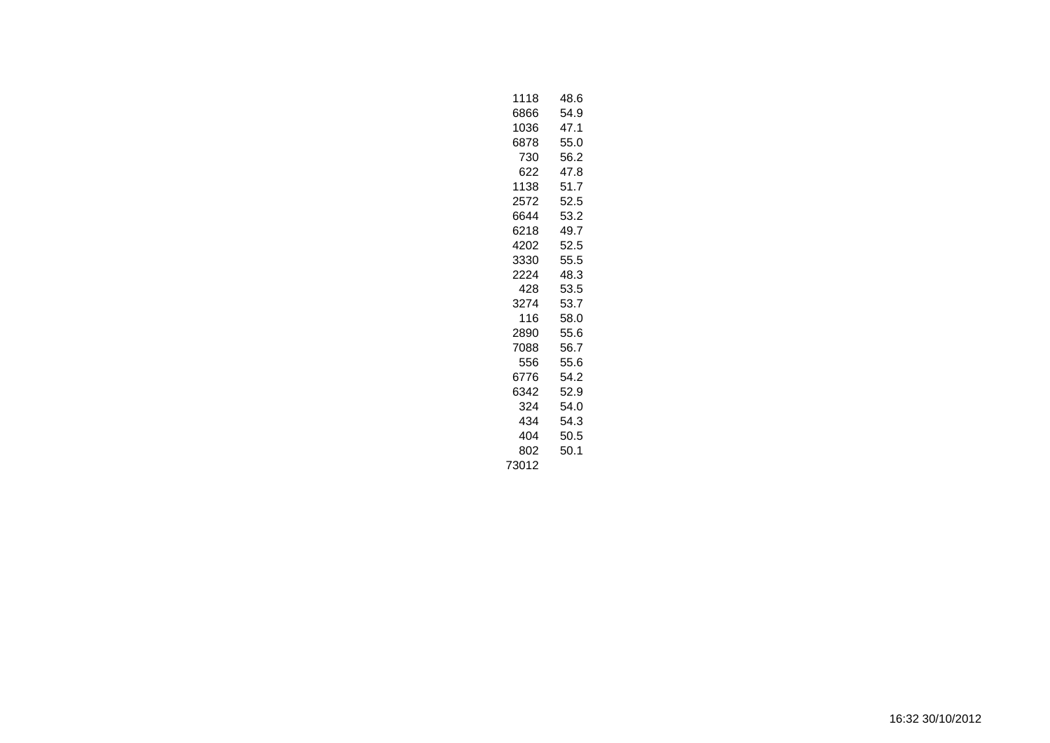| | |
|---|---|
| 1118 | 48.6 |
| 6866 | 54.9 |
| 1036 | 47.1 |
| 6878 | 55.0 |
| 730 | 56.2 |
| 622 | 47.8 |
| 1138 | 51.7 |
| 2572 | 52.5 |
| 6644 | 53.2 |
| 6218 | 49.7 |
| 4202 | 52.5 |
| 3330 | 55.5 |
| 2224 | 48.3 |
| 428 | 53.5 |
| 3274 | 53.7 |
| 116 | 58.0 |
| 2890 | 55.6 |
| 7088 | 56.7 |
| 556 | 55.6 |
| 6776 | 54.2 |
| 6342 | 52.9 |
| 324 | 54.0 |
| 434 | 54.3 |
| 404 | 50.5 |
| 802 | 50.1 |
| 73012 | |

16:32 30/10/2012